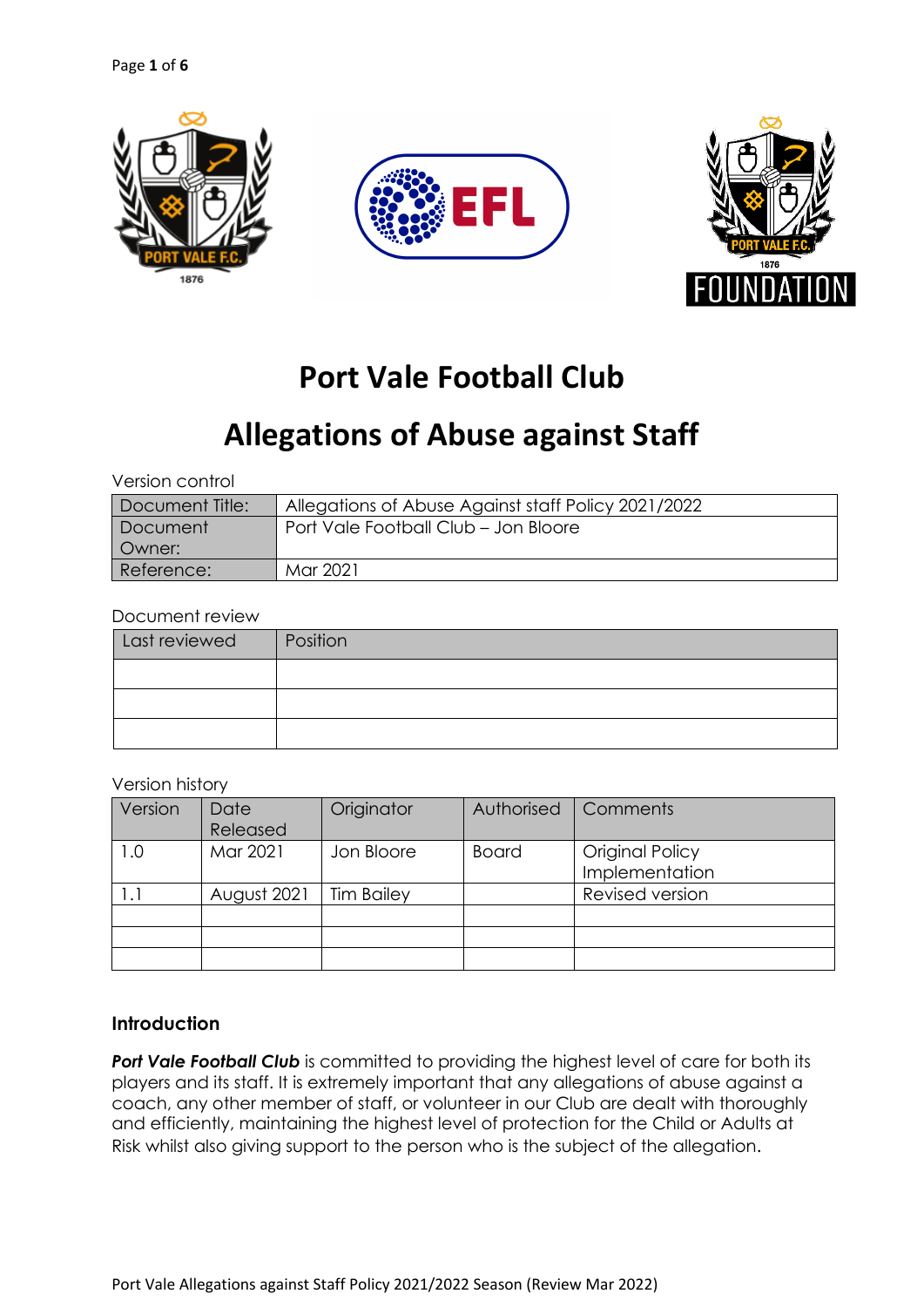# Port Vale Football Club

# Allegations of Abuse against Staff

Version control

| Document Title: | Allegations of Abuse Against staff Policy 2021/2022 |
|---|---|
| Document Owner: | Port Vale Football Club – Jon Bloore |
| Reference: | Mar 2021 |

Document review

| Last reviewed | Position |
|---|---|
| | |
| | |
| | |

Version history

| Version | Date Released | Originator | Authorised | Comments |
|---|---|---|---|---|
| 1.0 | Mar 2021 | Jon Bloore | Board | Original Policy Implementation |
| 1.1 | August 2021 | Tim Bailey | | Revised version |
| | | | | |
| | | | | |
| | | | | |

### Introduction

***Port Vale Football Club*** is committed to providing the highest level of care for both its players and its staff. It is extremely important that any allegations of abuse against a coach, any other member of staff, or volunteer in our Club are dealt with thoroughly and efficiently, maintaining the highest level of protection for the Child or Adults at Risk whilst also giving support to the person who is the subject of the allegation.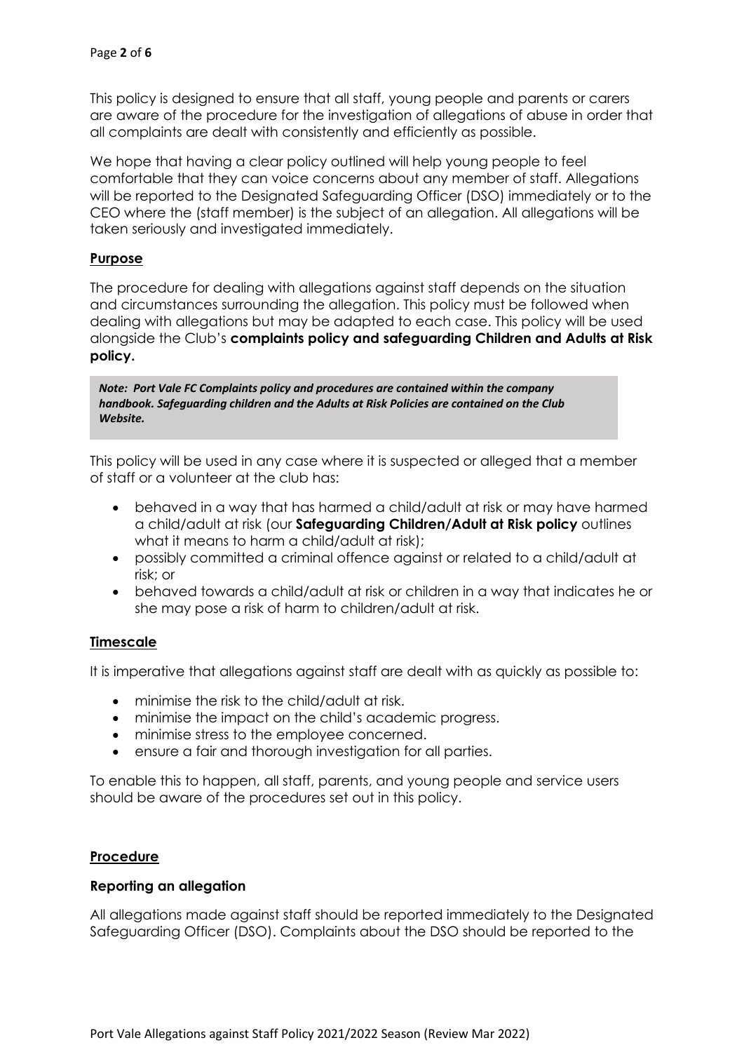This policy is designed to ensure that all staff, young people and parents or carers are aware of the procedure for the investigation of allegations of abuse in order that all complaints are dealt with consistently and efficiently as possible.

We hope that having a clear policy outlined will help young people to feel comfortable that they can voice concerns about any member of staff. Allegations will be reported to the Designated Safeguarding Officer (DSO) immediately or to the CEO where the (staff member) is the subject of an allegation. All allegations will be taken seriously and investigated immediately.

## Purpose

The procedure for dealing with allegations against staff depends on the situation and circumstances surrounding the allegation. This policy must be followed when dealing with allegations but may be adapted to each case. This policy will be used alongside the Club's **complaints policy and safeguarding Children and Adults at Risk policy.**

> ***Note: Port Vale FC Complaints policy and procedures are contained within the company handbook. Safeguarding children and the Adults at Risk Policies are contained on the Club Website.***

This policy will be used in any case where it is suspected or alleged that a member of staff or a volunteer at the club has:

- behaved in a way that has harmed a child/adult at risk or may have harmed a child/adult at risk (our **Safeguarding Children/Adult at Risk policy** outlines what it means to harm a child/adult at risk);
- possibly committed a criminal offence against or related to a child/adult at risk; or
- behaved towards a child/adult at risk or children in a way that indicates he or she may pose a risk of harm to children/adult at risk.

## Timescale

It is imperative that allegations against staff are dealt with as quickly as possible to:

- minimise the risk to the child/adult at risk.
- minimise the impact on the child's academic progress.
- minimise stress to the employee concerned.
- ensure a fair and thorough investigation for all parties.

To enable this to happen, all staff, parents, and young people and service users should be aware of the procedures set out in this policy.

## Procedure

### Reporting an allegation

All allegations made against staff should be reported immediately to the Designated Safeguarding Officer (DSO). Complaints about the DSO should be reported to the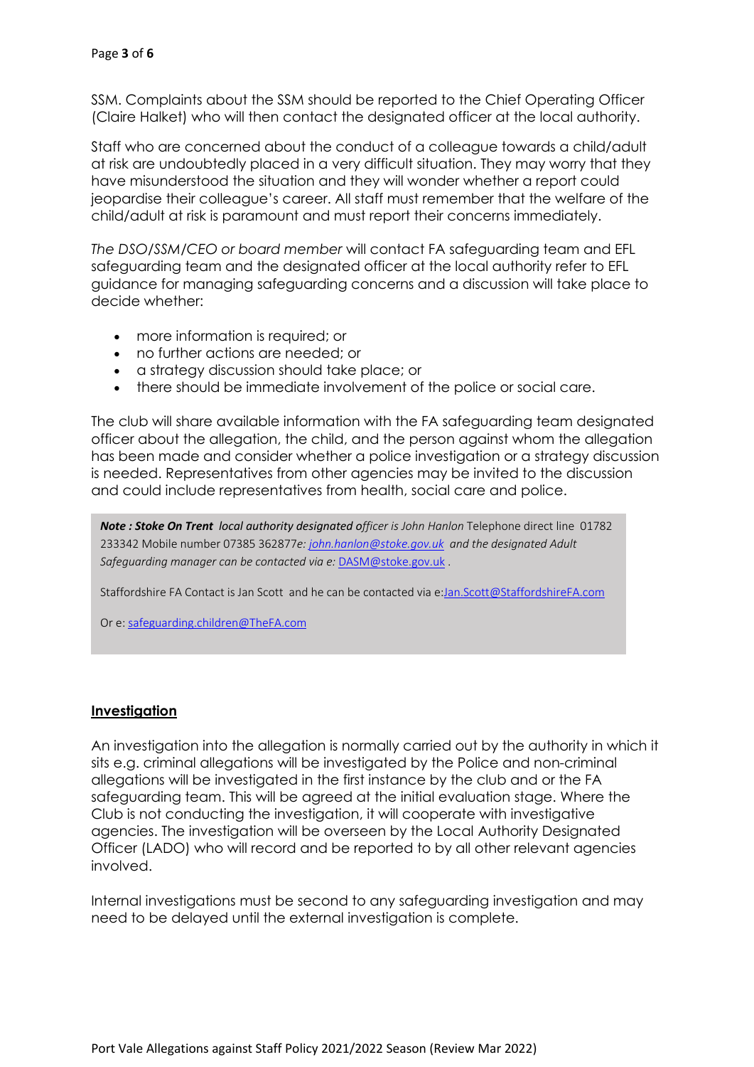SSM. Complaints about the SSM should be reported to the Chief Operating Officer (Claire Halket) who will then contact the designated officer at the local authority.

Staff who are concerned about the conduct of a colleague towards a child/adult at risk are undoubtedly placed in a very difficult situation. They may worry that they have misunderstood the situation and they will wonder whether a report could jeopardise their colleague's career. All staff must remember that the welfare of the child/adult at risk is paramount and must report their concerns immediately.

*The DSO/SSM/CEO or board member* will contact FA safeguarding team and EFL safeguarding team and the designated officer at the local authority refer to EFL guidance for managing safeguarding concerns and a discussion will take place to decide whether:

- more information is required; or
- no further actions are needed; or
- a strategy discussion should take place; or
- there should be immediate involvement of the police or social care.

The club will share available information with the FA safeguarding team designated officer about the allegation, the child, and the person against whom the allegation has been made and consider whether a police investigation or a strategy discussion is needed. Representatives from other agencies may be invited to the discussion and could include representatives from health, social care and police.

> ***Note : Stoke On Trent*** *local authority designated officer is John Hanlon* Telephone direct line 01782 233342 Mobile number 07385 362877*e: john.hanlon@stoke.gov.uk and the designated Adult Safeguarding manager can be contacted via e:* DASM@stoke.gov.uk .
>
> Staffordshire FA Contact is Jan Scott and he can be contacted via e:Jan.Scott@StaffordshireFA.com
>
> Or e: safeguarding.children@TheFA.com

## Investigation

An investigation into the allegation is normally carried out by the authority in which it sits e.g. criminal allegations will be investigated by the Police and non-criminal allegations will be investigated in the first instance by the club and or the FA safeguarding team. This will be agreed at the initial evaluation stage. Where the Club is not conducting the investigation, it will cooperate with investigative agencies. The investigation will be overseen by the Local Authority Designated Officer (LADO) who will record and be reported to by all other relevant agencies involved.

Internal investigations must be second to any safeguarding investigation and may need to be delayed until the external investigation is complete.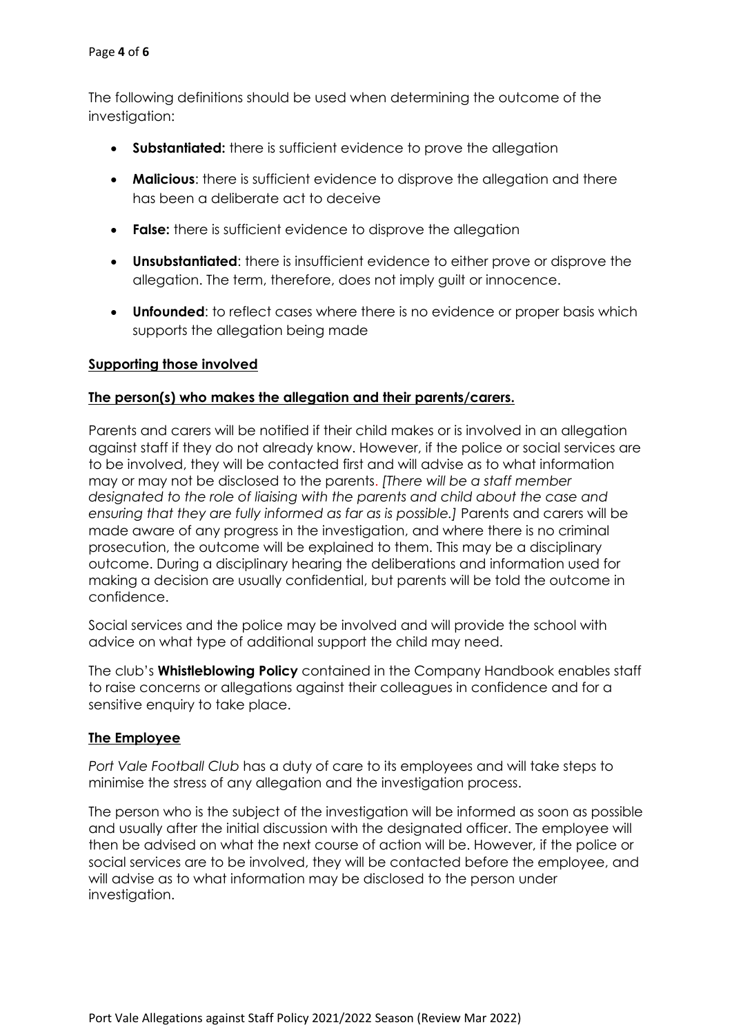The following definitions should be used when determining the outcome of the investigation:

- **Substantiated:** there is sufficient evidence to prove the allegation
- **Malicious**: there is sufficient evidence to disprove the allegation and there has been a deliberate act to deceive
- **False:** there is sufficient evidence to disprove the allegation
- **Unsubstantiated**: there is insufficient evidence to either prove or disprove the allegation. The term, therefore, does not imply guilt or innocence.
- **Unfounded**: to reflect cases where there is no evidence or proper basis which supports the allegation being made

## Supporting those involved

### The person(s) who makes the allegation and their parents/carers.

Parents and carers will be notified if their child makes or is involved in an allegation against staff if they do not already know. However, if the police or social services are to be involved, they will be contacted first and will advise as to what information may or may not be disclosed to the parents. *[There will be a staff member designated to the role of liaising with the parents and child about the case and ensuring that they are fully informed as far as is possible.]* Parents and carers will be made aware of any progress in the investigation, and where there is no criminal prosecution, the outcome will be explained to them. This may be a disciplinary outcome. During a disciplinary hearing the deliberations and information used for making a decision are usually confidential, but parents will be told the outcome in confidence.

Social services and the police may be involved and will provide the school with advice on what type of additional support the child may need.

The club's **Whistleblowing Policy** contained in the Company Handbook enables staff to raise concerns or allegations against their colleagues in confidence and for a sensitive enquiry to take place.

### The Employee

*Port Vale Football Club* has a duty of care to its employees and will take steps to minimise the stress of any allegation and the investigation process.

The person who is the subject of the investigation will be informed as soon as possible and usually after the initial discussion with the designated officer. The employee will then be advised on what the next course of action will be. However, if the police or social services are to be involved, they will be contacted before the employee, and will advise as to what information may be disclosed to the person under investigation.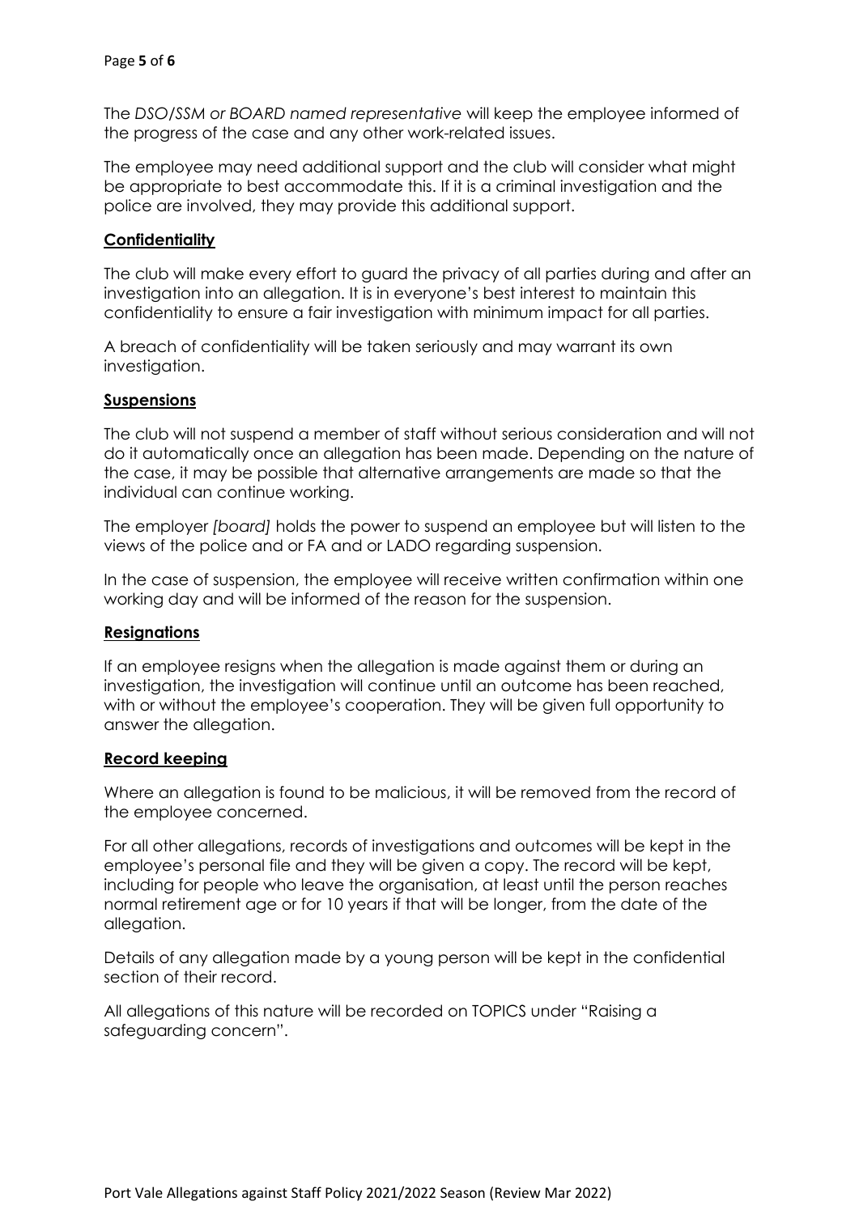The *DSO/SSM or BOARD named representative* will keep the employee informed of the progress of the case and any other work-related issues.

The employee may need additional support and the club will consider what might be appropriate to best accommodate this. If it is a criminal investigation and the police are involved, they may provide this additional support.

## **Confidentiality**

The club will make every effort to guard the privacy of all parties during and after an investigation into an allegation. It is in everyone's best interest to maintain this confidentiality to ensure a fair investigation with minimum impact for all parties.

A breach of confidentiality will be taken seriously and may warrant its own investigation.

## **Suspensions**

The club will not suspend a member of staff without serious consideration and will not do it automatically once an allegation has been made. Depending on the nature of the case, it may be possible that alternative arrangements are made so that the individual can continue working.

The employer *[board]* holds the power to suspend an employee but will listen to the views of the police and or FA and or LADO regarding suspension.

In the case of suspension, the employee will receive written confirmation within one working day and will be informed of the reason for the suspension.

## **Resignations**

If an employee resigns when the allegation is made against them or during an investigation, the investigation will continue until an outcome has been reached, with or without the employee's cooperation. They will be given full opportunity to answer the allegation.

## **Record keeping**

Where an allegation is found to be malicious, it will be removed from the record of the employee concerned.

For all other allegations, records of investigations and outcomes will be kept in the employee's personal file and they will be given a copy. The record will be kept, including for people who leave the organisation, at least until the person reaches normal retirement age or for 10 years if that will be longer, from the date of the allegation.

Details of any allegation made by a young person will be kept in the confidential section of their record.

All allegations of this nature will be recorded on TOPICS under "Raising a safeguarding concern".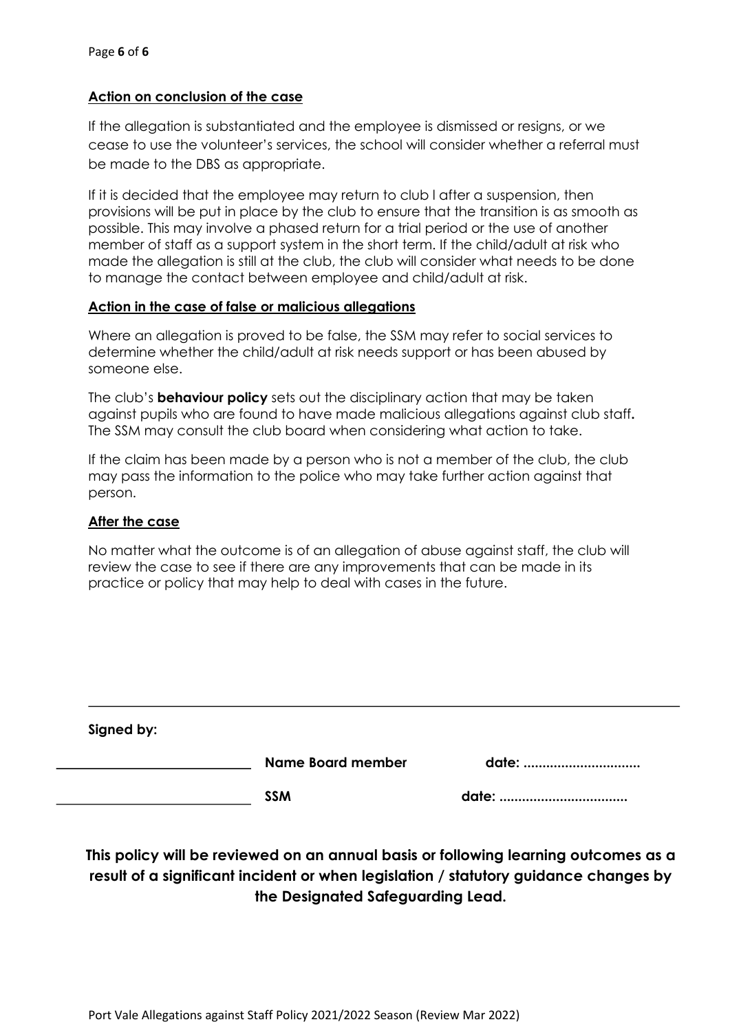**Action on conclusion of the case**

If the allegation is substantiated and the employee is dismissed or resigns, or we cease to use the volunteer's services, the school will consider whether a referral must be made to the DBS as appropriate.

If it is decided that the employee may return to club l after a suspension, then provisions will be put in place by the club to ensure that the transition is as smooth as possible. This may involve a phased return for a trial period or the use of another member of staff as a support system in the short term. If the child/adult at risk who made the allegation is still at the club, the club will consider what needs to be done to manage the contact between employee and child/adult at risk.

**Action in the case of false or malicious allegations**

Where an allegation is proved to be false, the SSM may refer to social services to determine whether the child/adult at risk needs support or has been abused by someone else.

The club's **behaviour policy** sets out the disciplinary action that may be taken against pupils who are found to have made malicious allegations against club staff**.** The SSM may consult the club board when considering what action to take.

If the claim has been made by a person who is not a member of the club, the club may pass the information to the police who may take further action against that person.

**After the case**

No matter what the outcome is of an allegation of abuse against staff, the club will review the case to see if there are any improvements that can be made in its practice or policy that may help to deal with cases in the future.

---

**Signed by:**

___________________________ **Name Board member** **date: ...............................**

___________________________ **SSM** **date: ..................................**

**This policy will be reviewed on an annual basis or following learning outcomes as a result of a significant incident or when legislation / statutory guidance changes by the Designated Safeguarding Lead.**